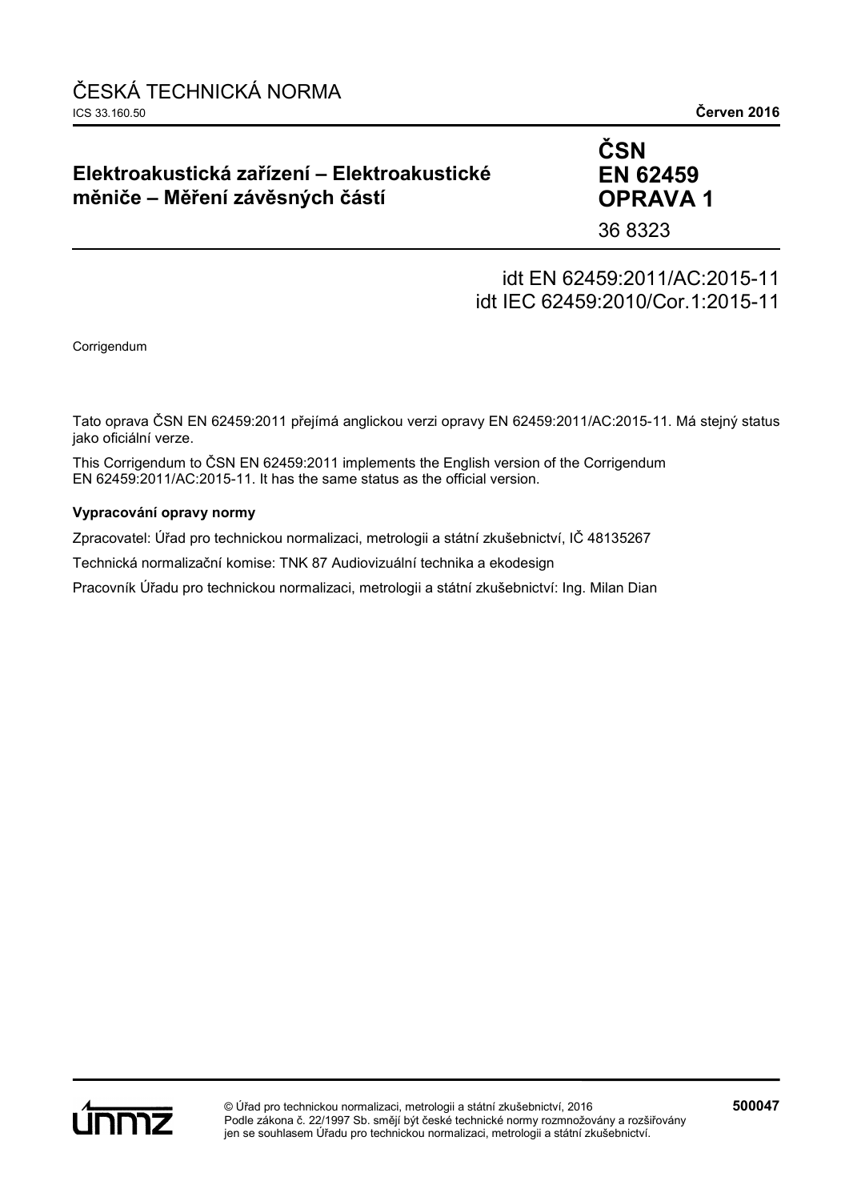ČESKÁ TECHNICKÁ NORMA

ICS 33.160.50 **Červen 2016**

# Elektroakustická zařízení – Elektroakustické měniče – Měření závěsných částí

**ČSN EN 62459 OPRAVA 1**

36 8323

idt EN 62459:2011/AC:2015-11
idt IEC 62459:2010/Cor.1:2015-11

Corrigendum

Tato oprava ČSN EN 62459:2011 přejímá anglickou verzi opravy EN 62459:2011/AC:2015-11. Má stejný status jako oficiální verze.

This Corrigendum to ČSN EN 62459:2011 implements the English version of the Corrigendum EN 62459:2011/AC:2015-11. It has the same status as the official version.

**Vypracování opravy normy**

Zpracovatel: Úřad pro technickou normalizaci, metrologii a státní zkušebnictví, IČ 48135267

Technická normalizační komise: TNK 87 Audiovizuální technika a ekodesign

Pracovník Úřadu pro technickou normalizaci, metrologii a státní zkušebnictví: Ing. Milan Dian

© Úřad pro technickou normalizaci, metrologii a státní zkušebnictví, 2016
Podle zákona č. 22/1997 Sb. smějí být české technické normy rozmnožovány a rozšiřovány jen se souhlasem Úřadu pro technickou normalizaci, metrologii a státní zkušebnictví.

**500047**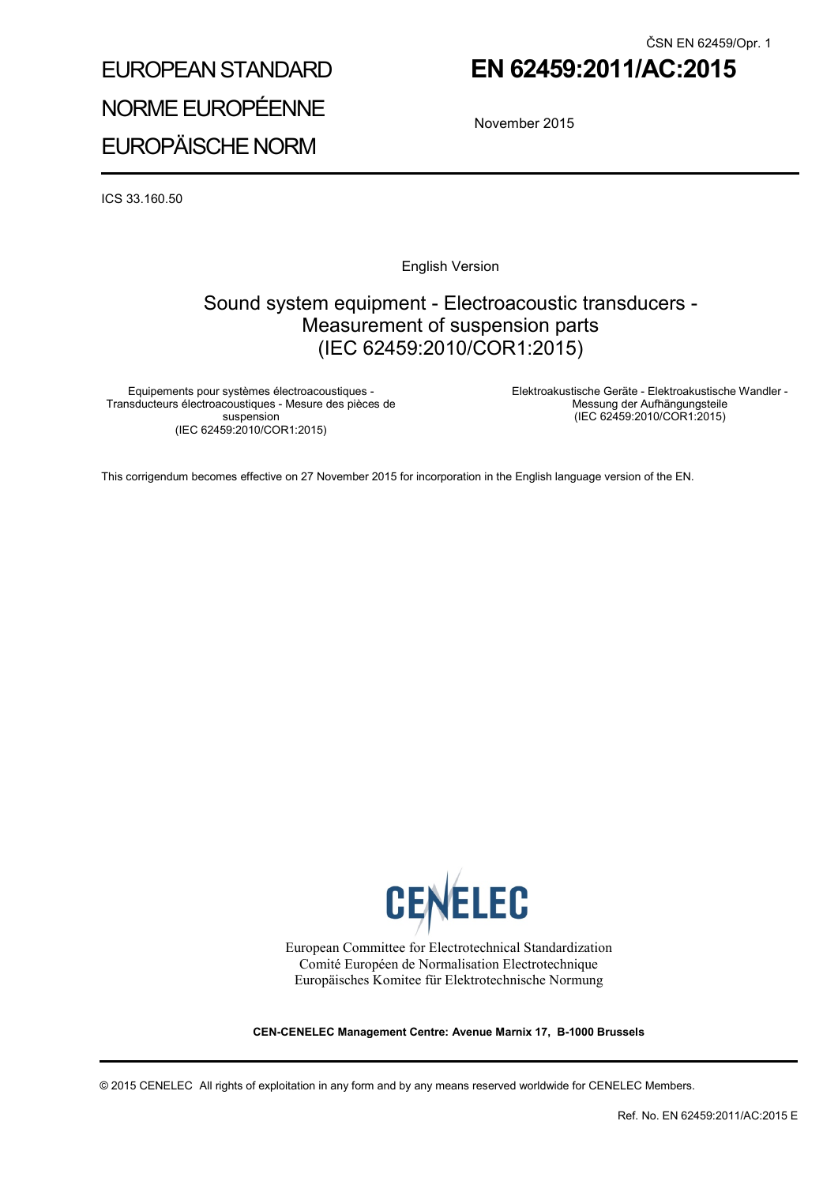ČSN EN 62459/Opr. 1

# EUROPEAN STANDARD
# NORME EUROPÉENNE
# EUROPÄISCHE NORM

# EN 62459:2011/AC:2015

November 2015

ICS 33.160.50

English Version

## Sound system equipment - Electroacoustic transducers - Measurement of suspension parts (IEC 62459:2010/COR1:2015)

Equipements pour systèmes électroacoustiques - Transducteurs électroacoustiques - Mesure des pièces de suspension
(IEC 62459:2010/COR1:2015)

Elektroakustische Geräte - Elektroakustische Wandler - Messung der Aufhängungsteile
(IEC 62459:2010/COR1:2015)

This corrigendum becomes effective on 27 November 2015 for incorporation in the English language version of the EN.

CENELEC

European Committee for Electrotechnical Standardization
Comité Européen de Normalisation Electrotechnique
Europäisches Komitee für Elektrotechnische Normung

**CEN-CENELEC Management Centre: Avenue Marnix 17, B-1000 Brussels**

© 2015 CENELEC All rights of exploitation in any form and by any means reserved worldwide for CENELEC Members.

Ref. No. EN 62459:2011/AC:2015 E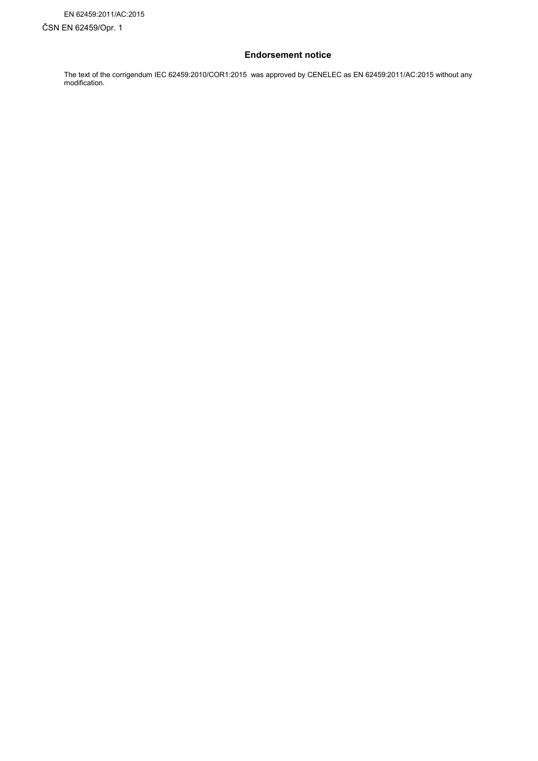## Endorsement notice

The text of the corrigendum IEC 62459:2010/COR1:2015 was approved by CENELEC as EN 62459:2011/AC:2015 without any modification.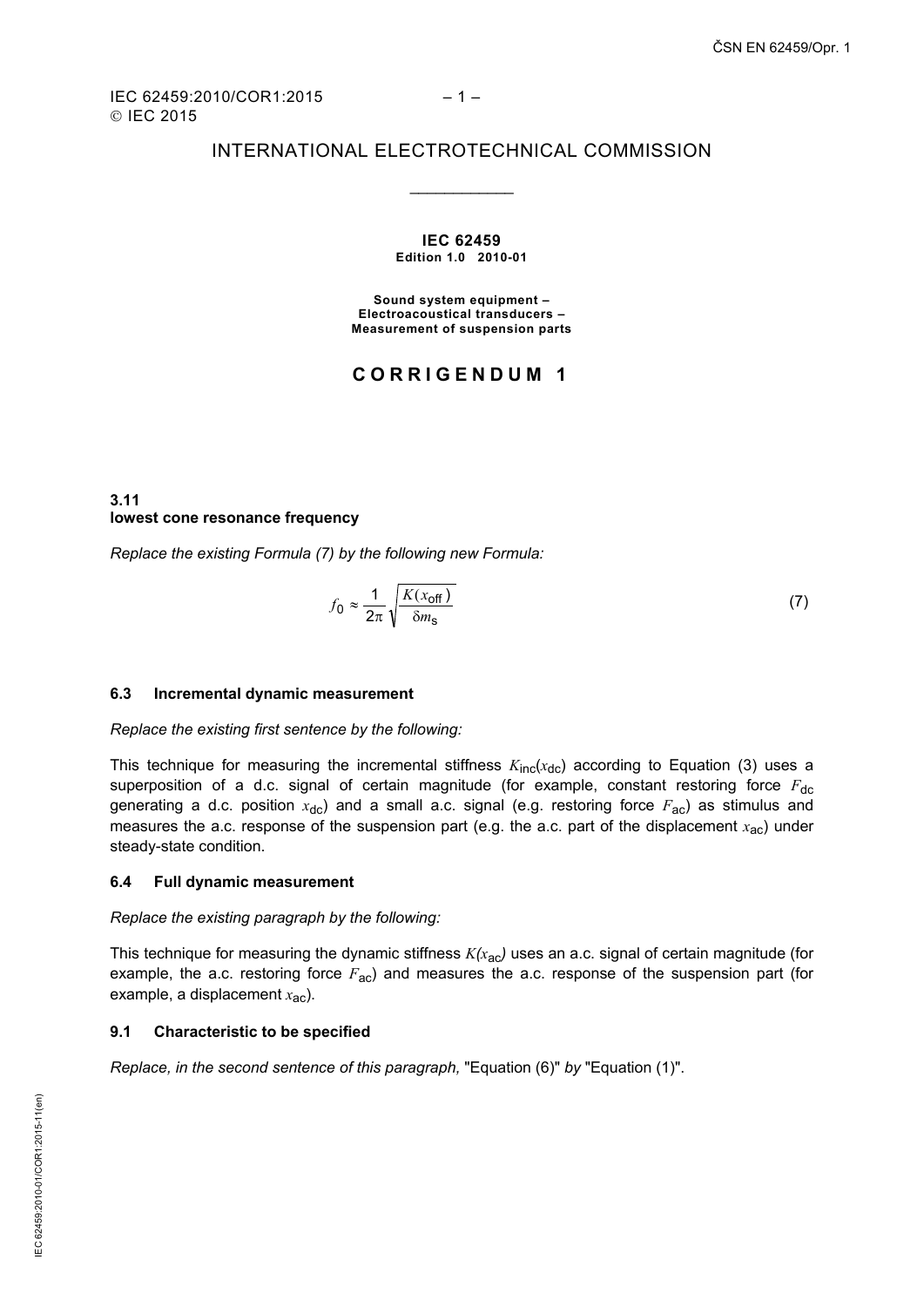# INTERNATIONAL ELECTROTECHNICAL COMMISSION

**IEC 62459**
**Edition 1.0 2010-01**

**Sound system equipment –**
**Electroacoustical transducers –**
**Measurement of suspension parts**

## CORRIGENDUM 1

**3.11**
**lowest cone resonance frequency**

*Replace the existing Formula (7) by the following new Formula:*

$$f_0 \approx \frac{1}{2\pi}\sqrt{\frac{K(x_{\text{off}})}{\delta m_{\text{s}}}} \tag{7}$$

### 6.3 Incremental dynamic measurement

*Replace the existing first sentence by the following:*

This technique for measuring the incremental stiffness $K_{\text{inc}}(x_{\text{dc}})$ according to Equation (3) uses a superposition of a d.c. signal of certain magnitude (for example, constant restoring force $F_{\text{dc}}$ generating a d.c. position $x_{\text{dc}}$) and a small a.c. signal (e.g. restoring force $F_{\text{ac}}$) as stimulus and measures the a.c. response of the suspension part (e.g. the a.c. part of the displacement $x_{\text{ac}}$) under steady-state condition.

### 6.4 Full dynamic measurement

*Replace the existing paragraph by the following:*

This technique for measuring the dynamic stiffness $K(x_{\text{ac}})$ uses an a.c. signal of certain magnitude (for example, the a.c. restoring force $F_{\text{ac}}$) and measures the a.c. response of the suspension part (for example, a displacement $x_{\text{ac}}$).

### 9.1 Characteristic to be specified

*Replace, in the second sentence of this paragraph,* "Equation (6)" *by* "Equation (1)".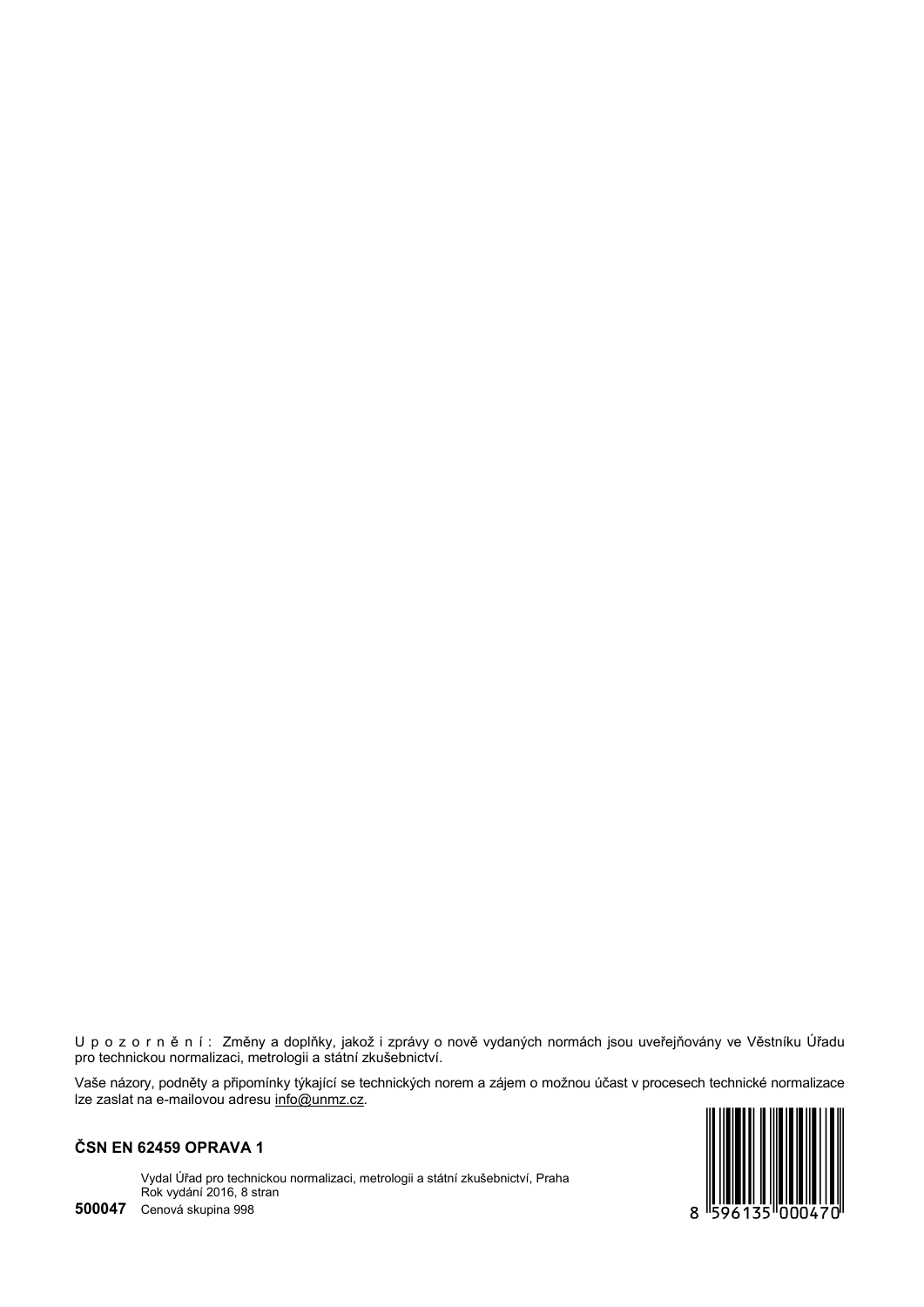U p o z o r n ě n í : Změny a doplňky, jakož i zprávy o nově vydaných normách jsou uveřejňovány ve Věstníku Úřadu pro technickou normalizaci, metrologii a státní zkušebnictví.

Vaše názory, podněty a připomínky týkající se technických norem a zájem o možnou účast v procesech technické normalizace lze zaslat na e-mailovou adresu info@unmz.cz.

**ČSN EN 62459 OPRAVA 1**

Vydal Úřad pro technickou normalizaci, metrologii a státní zkušebnictví, Praha
Rok vydání 2016, 8 stran

**500047** Cenová skupina 998

8 596135 000470